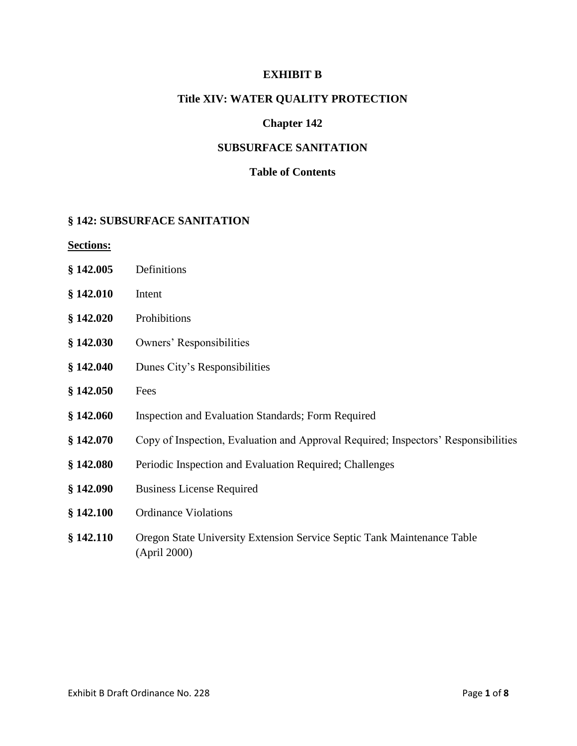# EXHIBIT B

## Title XIV: WATER QUALITY PROTECTION

## Chapter 142

## SUBSURFACE SANITATION

### Table of Contents

**§ 142: SUBSURFACE SANITATION**

**Sections:**

**§ 142.005** Definitions

**§ 142.010** Intent

**§ 142.020** Prohibitions

**§ 142.030** Owners' Responsibilities

**§ 142.040** Dunes City's Responsibilities

**§ 142.050** Fees

**§ 142.060** Inspection and Evaluation Standards; Form Required

**§ 142.070** Copy of Inspection, Evaluation and Approval Required; Inspectors' Responsibilities

**§ 142.080** Periodic Inspection and Evaluation Required; Challenges

**§ 142.090** Business License Required

**§ 142.100** Ordinance Violations

**§ 142.110** Oregon State University Extension Service Septic Tank Maintenance Table (April 2000)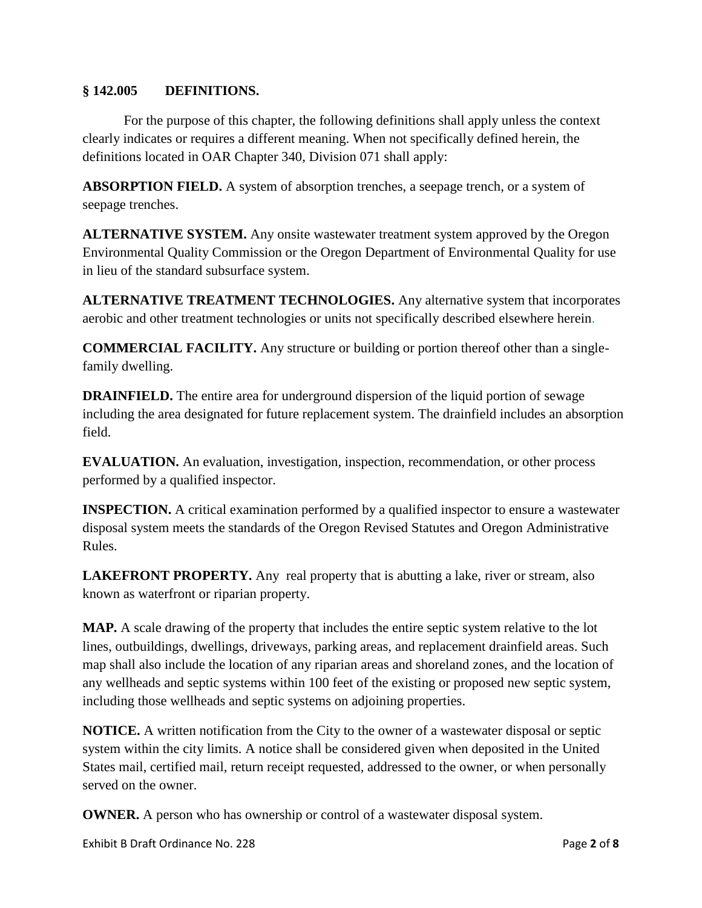## § 142.005 DEFINITIONS.

For the purpose of this chapter, the following definitions shall apply unless the context clearly indicates or requires a different meaning. When not specifically defined herein, the definitions located in OAR Chapter 340, Division 071 shall apply:

**ABSORPTION FIELD.** A system of absorption trenches, a seepage trench, or a system of seepage trenches.

**ALTERNATIVE SYSTEM.** Any onsite wastewater treatment system approved by the Oregon Environmental Quality Commission or the Oregon Department of Environmental Quality for use in lieu of the standard subsurface system.

**ALTERNATIVE TREATMENT TECHNOLOGIES.** Any alternative system that incorporates aerobic and other treatment technologies or units not specifically described elsewhere herein.

**COMMERCIAL FACILITY.** Any structure or building or portion thereof other than a single-family dwelling.

**DRAINFIELD.** The entire area for underground dispersion of the liquid portion of sewage including the area designated for future replacement system. The drainfield includes an absorption field.

**EVALUATION.** An evaluation, investigation, inspection, recommendation, or other process performed by a qualified inspector.

**INSPECTION.** A critical examination performed by a qualified inspector to ensure a wastewater disposal system meets the standards of the Oregon Revised Statutes and Oregon Administrative Rules.

**LAKEFRONT PROPERTY.** Any real property that is abutting a lake, river or stream, also known as waterfront or riparian property.

**MAP.** A scale drawing of the property that includes the entire septic system relative to the lot lines, outbuildings, dwellings, driveways, parking areas, and replacement drainfield areas. Such map shall also include the location of any riparian areas and shoreland zones, and the location of any wellheads and septic systems within 100 feet of the existing or proposed new septic system, including those wellheads and septic systems on adjoining properties.

**NOTICE.** A written notification from the City to the owner of a wastewater disposal or septic system within the city limits. A notice shall be considered given when deposited in the United States mail, certified mail, return receipt requested, addressed to the owner, or when personally served on the owner.

**OWNER.** A person who has ownership or control of a wastewater disposal system.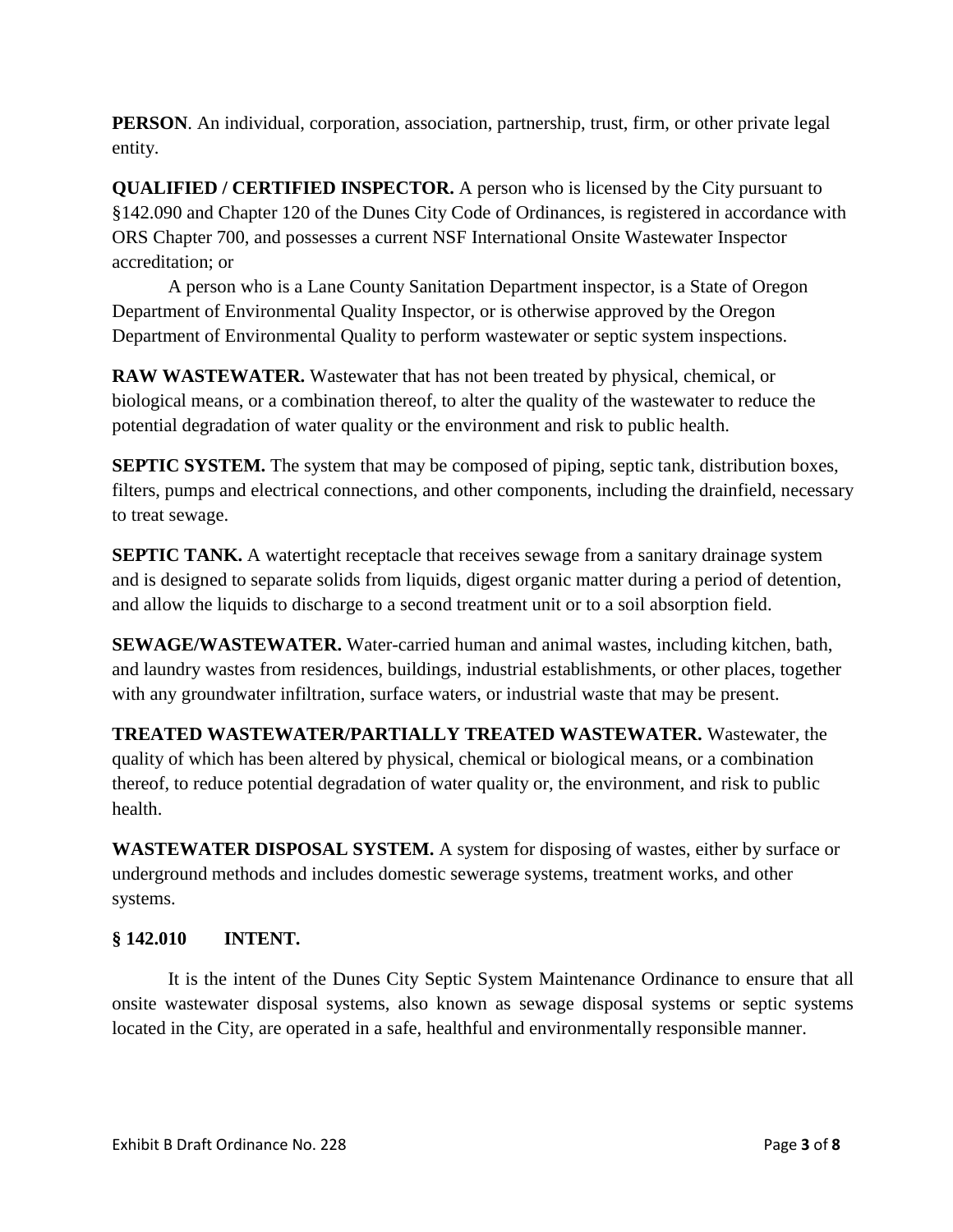**PERSON**. An individual, corporation, association, partnership, trust, firm, or other private legal entity.

**QUALIFIED / CERTIFIED INSPECTOR.** A person who is licensed by the City pursuant to §142.090 and Chapter 120 of the Dunes City Code of Ordinances, is registered in accordance with ORS Chapter 700, and possesses a current NSF International Onsite Wastewater Inspector accreditation; or

A person who is a Lane County Sanitation Department inspector, is a State of Oregon Department of Environmental Quality Inspector, or is otherwise approved by the Oregon Department of Environmental Quality to perform wastewater or septic system inspections.

**RAW WASTEWATER.** Wastewater that has not been treated by physical, chemical, or biological means, or a combination thereof, to alter the quality of the wastewater to reduce the potential degradation of water quality or the environment and risk to public health.

**SEPTIC SYSTEM.** The system that may be composed of piping, septic tank, distribution boxes, filters, pumps and electrical connections, and other components, including the drainfield, necessary to treat sewage.

**SEPTIC TANK.** A watertight receptacle that receives sewage from a sanitary drainage system and is designed to separate solids from liquids, digest organic matter during a period of detention, and allow the liquids to discharge to a second treatment unit or to a soil absorption field.

**SEWAGE/WASTEWATER.** Water-carried human and animal wastes, including kitchen, bath, and laundry wastes from residences, buildings, industrial establishments, or other places, together with any groundwater infiltration, surface waters, or industrial waste that may be present.

**TREATED WASTEWATER/PARTIALLY TREATED WASTEWATER.** Wastewater, the quality of which has been altered by physical, chemical or biological means, or a combination thereof, to reduce potential degradation of water quality or, the environment, and risk to public health.

**WASTEWATER DISPOSAL SYSTEM.** A system for disposing of wastes, either by surface or underground methods and includes domestic sewerage systems, treatment works, and other systems.

### § 142.010 INTENT.

It is the intent of the Dunes City Septic System Maintenance Ordinance to ensure that all onsite wastewater disposal systems, also known as sewage disposal systems or septic systems located in the City, are operated in a safe, healthful and environmentally responsible manner.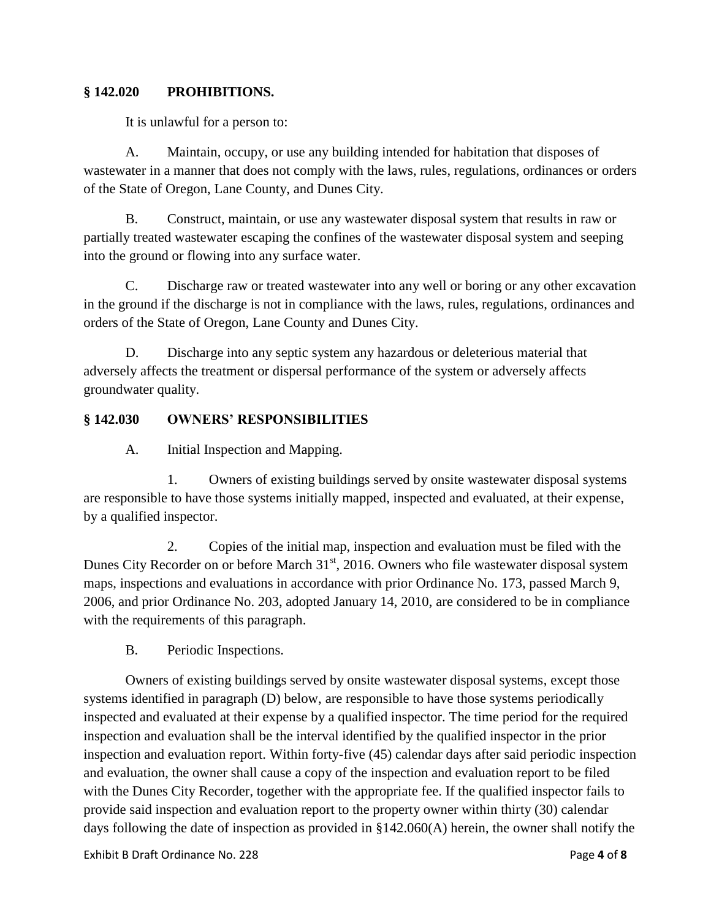**§ 142.020 PROHIBITIONS.**

It is unlawful for a person to:

A. Maintain, occupy, or use any building intended for habitation that disposes of wastewater in a manner that does not comply with the laws, rules, regulations, ordinances or orders of the State of Oregon, Lane County, and Dunes City.

B. Construct, maintain, or use any wastewater disposal system that results in raw or partially treated wastewater escaping the confines of the wastewater disposal system and seeping into the ground or flowing into any surface water.

C. Discharge raw or treated wastewater into any well or boring or any other excavation in the ground if the discharge is not in compliance with the laws, rules, regulations, ordinances and orders of the State of Oregon, Lane County and Dunes City.

D. Discharge into any septic system any hazardous or deleterious material that adversely affects the treatment or dispersal performance of the system or adversely affects groundwater quality.

**§ 142.030 OWNERS' RESPONSIBILITIES**

A. Initial Inspection and Mapping.

1. Owners of existing buildings served by onsite wastewater disposal systems are responsible to have those systems initially mapped, inspected and evaluated, at their expense, by a qualified inspector.

2. Copies of the initial map, inspection and evaluation must be filed with the Dunes City Recorder on or before March 31st, 2016. Owners who file wastewater disposal system maps, inspections and evaluations in accordance with prior Ordinance No. 173, passed March 9, 2006, and prior Ordinance No. 203, adopted January 14, 2010, are considered to be in compliance with the requirements of this paragraph.

B. Periodic Inspections.

Owners of existing buildings served by onsite wastewater disposal systems, except those systems identified in paragraph (D) below, are responsible to have those systems periodically inspected and evaluated at their expense by a qualified inspector. The time period for the required inspection and evaluation shall be the interval identified by the qualified inspector in the prior inspection and evaluation report. Within forty-five (45) calendar days after said periodic inspection and evaluation, the owner shall cause a copy of the inspection and evaluation report to be filed with the Dunes City Recorder, together with the appropriate fee. If the qualified inspector fails to provide said inspection and evaluation report to the property owner within thirty (30) calendar days following the date of inspection as provided in §142.060(A) herein, the owner shall notify the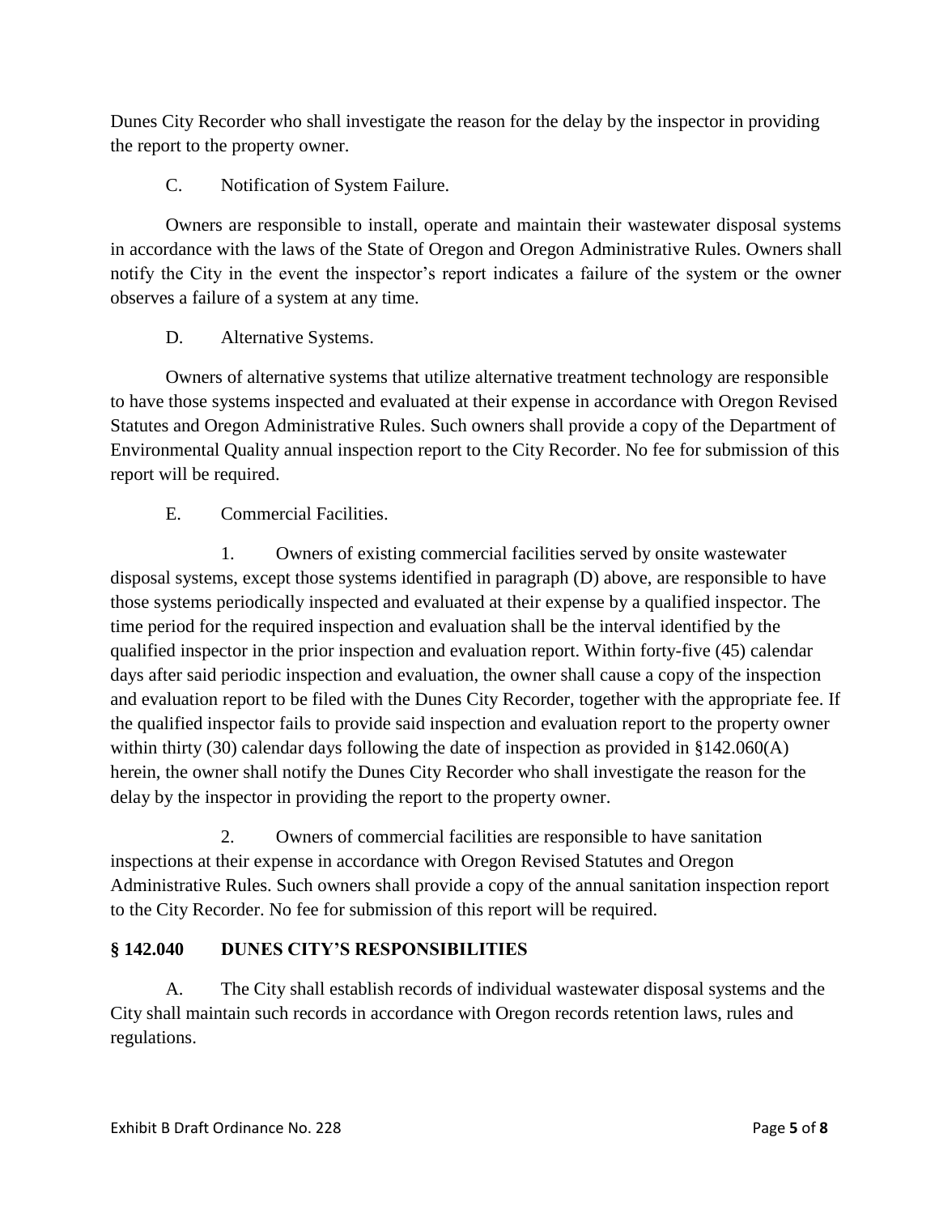Dunes City Recorder who shall investigate the reason for the delay by the inspector in providing the report to the property owner.

C. Notification of System Failure.

Owners are responsible to install, operate and maintain their wastewater disposal systems in accordance with the laws of the State of Oregon and Oregon Administrative Rules. Owners shall notify the City in the event the inspector's report indicates a failure of the system or the owner observes a failure of a system at any time.

D. Alternative Systems.

Owners of alternative systems that utilize alternative treatment technology are responsible to have those systems inspected and evaluated at their expense in accordance with Oregon Revised Statutes and Oregon Administrative Rules. Such owners shall provide a copy of the Department of Environmental Quality annual inspection report to the City Recorder. No fee for submission of this report will be required.

E. Commercial Facilities.

1. Owners of existing commercial facilities served by onsite wastewater disposal systems, except those systems identified in paragraph (D) above, are responsible to have those systems periodically inspected and evaluated at their expense by a qualified inspector. The time period for the required inspection and evaluation shall be the interval identified by the qualified inspector in the prior inspection and evaluation report. Within forty-five (45) calendar days after said periodic inspection and evaluation, the owner shall cause a copy of the inspection and evaluation report to be filed with the Dunes City Recorder, together with the appropriate fee. If the qualified inspector fails to provide said inspection and evaluation report to the property owner within thirty (30) calendar days following the date of inspection as provided in §142.060(A) herein, the owner shall notify the Dunes City Recorder who shall investigate the reason for the delay by the inspector in providing the report to the property owner.

2. Owners of commercial facilities are responsible to have sanitation inspections at their expense in accordance with Oregon Revised Statutes and Oregon Administrative Rules. Such owners shall provide a copy of the annual sanitation inspection report to the City Recorder. No fee for submission of this report will be required.

## § 142.040 DUNES CITY'S RESPONSIBILITIES

A. The City shall establish records of individual wastewater disposal systems and the City shall maintain such records in accordance with Oregon records retention laws, rules and regulations.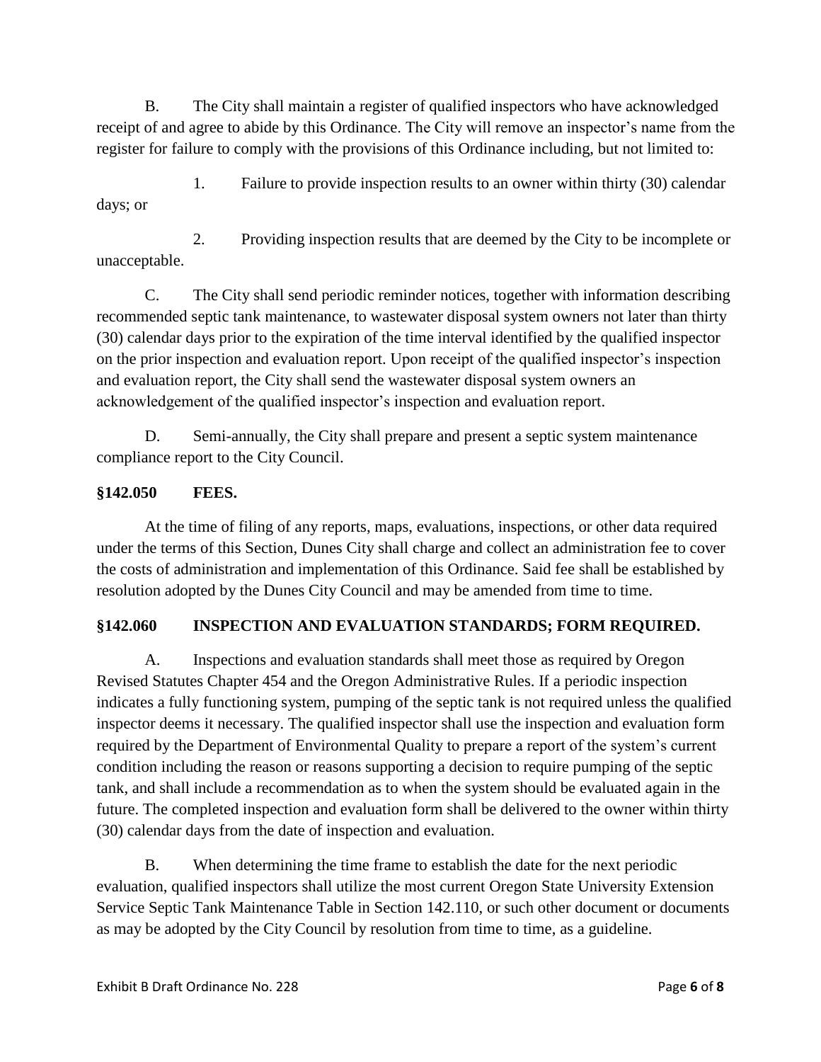B. The City shall maintain a register of qualified inspectors who have acknowledged receipt of and agree to abide by this Ordinance. The City will remove an inspector's name from the register for failure to comply with the provisions of this Ordinance including, but not limited to:

1. Failure to provide inspection results to an owner within thirty (30) calendar days; or

2. Providing inspection results that are deemed by the City to be incomplete or unacceptable.

C. The City shall send periodic reminder notices, together with information describing recommended septic tank maintenance, to wastewater disposal system owners not later than thirty (30) calendar days prior to the expiration of the time interval identified by the qualified inspector on the prior inspection and evaluation report. Upon receipt of the qualified inspector's inspection and evaluation report, the City shall send the wastewater disposal system owners an acknowledgement of the qualified inspector's inspection and evaluation report.

D. Semi-annually, the City shall prepare and present a septic system maintenance compliance report to the City Council.

**§142.050 FEES.**

At the time of filing of any reports, maps, evaluations, inspections, or other data required under the terms of this Section, Dunes City shall charge and collect an administration fee to cover the costs of administration and implementation of this Ordinance. Said fee shall be established by resolution adopted by the Dunes City Council and may be amended from time to time.

**§142.060 INSPECTION AND EVALUATION STANDARDS; FORM REQUIRED.**

A. Inspections and evaluation standards shall meet those as required by Oregon Revised Statutes Chapter 454 and the Oregon Administrative Rules. If a periodic inspection indicates a fully functioning system, pumping of the septic tank is not required unless the qualified inspector deems it necessary. The qualified inspector shall use the inspection and evaluation form required by the Department of Environmental Quality to prepare a report of the system's current condition including the reason or reasons supporting a decision to require pumping of the septic tank, and shall include a recommendation as to when the system should be evaluated again in the future. The completed inspection and evaluation form shall be delivered to the owner within thirty (30) calendar days from the date of inspection and evaluation.

B. When determining the time frame to establish the date for the next periodic evaluation, qualified inspectors shall utilize the most current Oregon State University Extension Service Septic Tank Maintenance Table in Section 142.110, or such other document or documents as may be adopted by the City Council by resolution from time to time, as a guideline.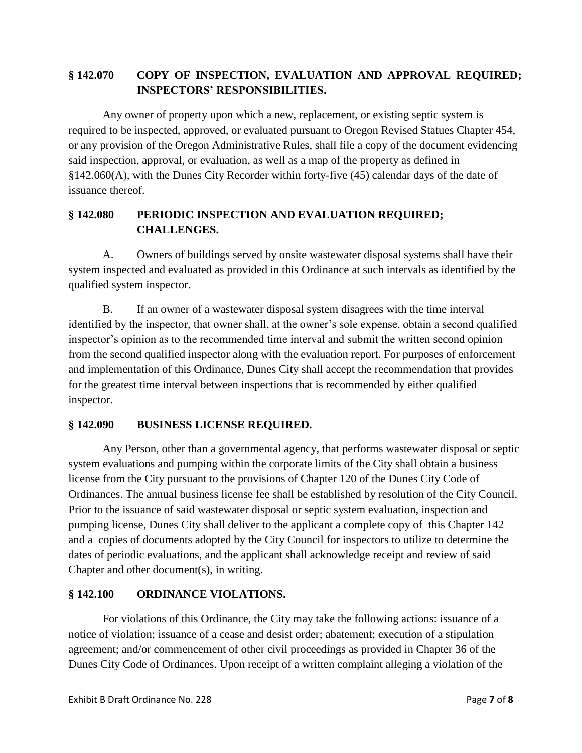## § 142.070 COPY OF INSPECTION, EVALUATION AND APPROVAL REQUIRED; INSPECTORS' RESPONSIBILITIES.

Any owner of property upon which a new, replacement, or existing septic system is required to be inspected, approved, or evaluated pursuant to Oregon Revised Statues Chapter 454, or any provision of the Oregon Administrative Rules, shall file a copy of the document evidencing said inspection, approval, or evaluation, as well as a map of the property as defined in §142.060(A), with the Dunes City Recorder within forty-five (45) calendar days of the date of issuance thereof.

## § 142.080 PERIODIC INSPECTION AND EVALUATION REQUIRED; CHALLENGES.

A. Owners of buildings served by onsite wastewater disposal systems shall have their system inspected and evaluated as provided in this Ordinance at such intervals as identified by the qualified system inspector.

B. If an owner of a wastewater disposal system disagrees with the time interval identified by the inspector, that owner shall, at the owner's sole expense, obtain a second qualified inspector's opinion as to the recommended time interval and submit the written second opinion from the second qualified inspector along with the evaluation report. For purposes of enforcement and implementation of this Ordinance, Dunes City shall accept the recommendation that provides for the greatest time interval between inspections that is recommended by either qualified inspector.

## § 142.090 BUSINESS LICENSE REQUIRED.

Any Person, other than a governmental agency, that performs wastewater disposal or septic system evaluations and pumping within the corporate limits of the City shall obtain a business license from the City pursuant to the provisions of Chapter 120 of the Dunes City Code of Ordinances. The annual business license fee shall be established by resolution of the City Council. Prior to the issuance of said wastewater disposal or septic system evaluation, inspection and pumping license, Dunes City shall deliver to the applicant a complete copy of this Chapter 142 and a copies of documents adopted by the City Council for inspectors to utilize to determine the dates of periodic evaluations, and the applicant shall acknowledge receipt and review of said Chapter and other document(s), in writing.

## § 142.100 ORDINANCE VIOLATIONS.

For violations of this Ordinance, the City may take the following actions: issuance of a notice of violation; issuance of a cease and desist order; abatement; execution of a stipulation agreement; and/or commencement of other civil proceedings as provided in Chapter 36 of the Dunes City Code of Ordinances. Upon receipt of a written complaint alleging a violation of the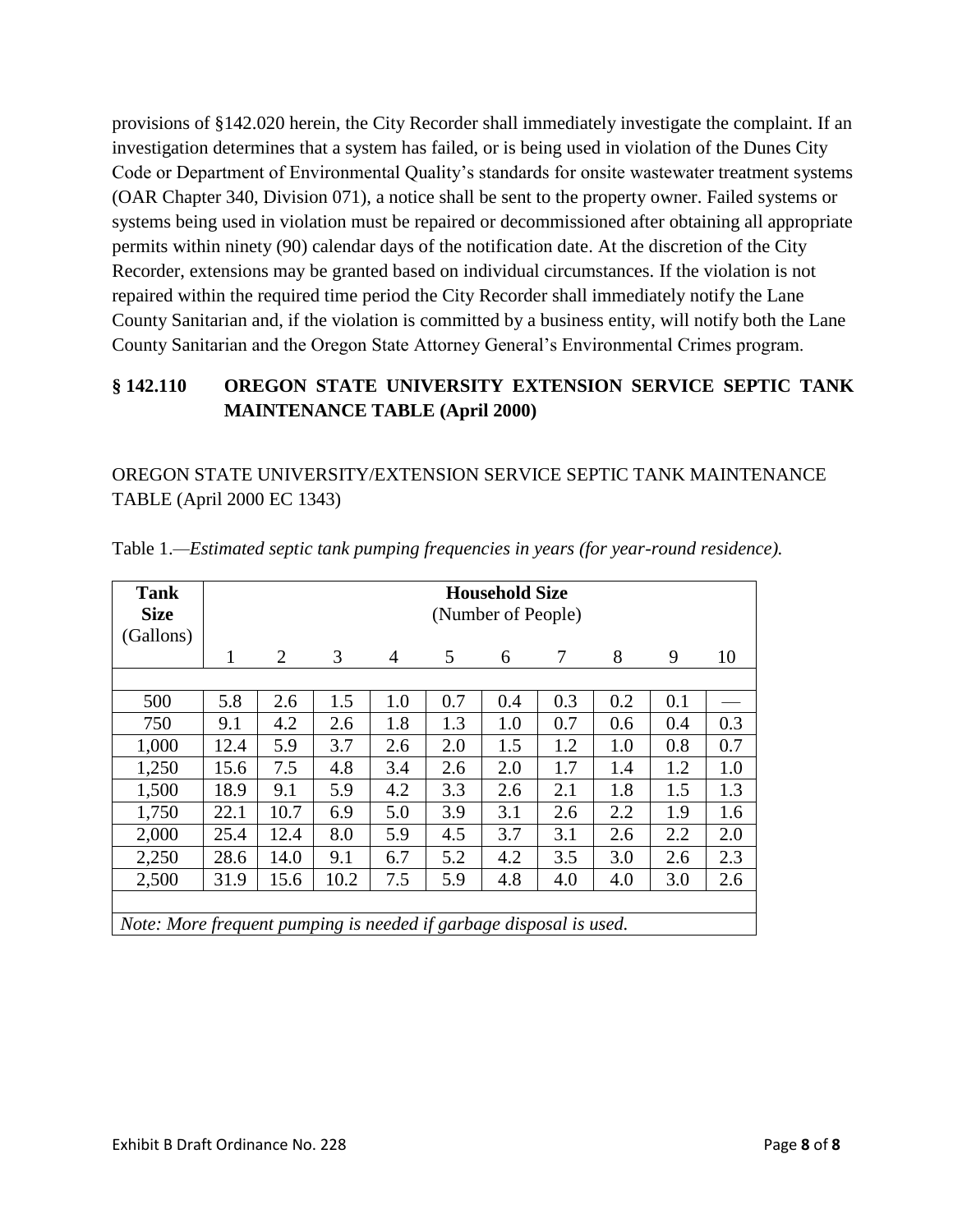provisions of §142.020 herein, the City Recorder shall immediately investigate the complaint. If an investigation determines that a system has failed, or is being used in violation of the Dunes City Code or Department of Environmental Quality's standards for onsite wastewater treatment systems (OAR Chapter 340, Division 071), a notice shall be sent to the property owner. Failed systems or systems being used in violation must be repaired or decommissioned after obtaining all appropriate permits within ninety (90) calendar days of the notification date. At the discretion of the City Recorder, extensions may be granted based on individual circumstances. If the violation is not repaired within the required time period the City Recorder shall immediately notify the Lane County Sanitarian and, if the violation is committed by a business entity, will notify both the Lane County Sanitarian and the Oregon State Attorney General's Environmental Crimes program.

## § 142.110 OREGON STATE UNIVERSITY EXTENSION SERVICE SEPTIC TANK MAINTENANCE TABLE (April 2000)

OREGON STATE UNIVERSITY/EXTENSION SERVICE SEPTIC TANK MAINTENANCE TABLE (April 2000 EC 1343)

Table 1.—*Estimated septic tank pumping frequencies in years (for year-round residence).*

| **Tank Size** (Gallons) | **Household Size** (Number of People) | | | | | | | | | |
|---|---|---|---|---|---|---|---|---|---|---|
| | 1 | 2 | 3 | 4 | 5 | 6 | 7 | 8 | 9 | 10 |
| 500 | 5.8 | 2.6 | 1.5 | 1.0 | 0.7 | 0.4 | 0.3 | 0.2 | 0.1 | — |
| 750 | 9.1 | 4.2 | 2.6 | 1.8 | 1.3 | 1.0 | 0.7 | 0.6 | 0.4 | 0.3 |
| 1,000 | 12.4 | 5.9 | 3.7 | 2.6 | 2.0 | 1.5 | 1.2 | 1.0 | 0.8 | 0.7 |
| 1,250 | 15.6 | 7.5 | 4.8 | 3.4 | 2.6 | 2.0 | 1.7 | 1.4 | 1.2 | 1.0 |
| 1,500 | 18.9 | 9.1 | 5.9 | 4.2 | 3.3 | 2.6 | 2.1 | 1.8 | 1.5 | 1.3 |
| 1,750 | 22.1 | 10.7 | 6.9 | 5.0 | 3.9 | 3.1 | 2.6 | 2.2 | 1.9 | 1.6 |
| 2,000 | 25.4 | 12.4 | 8.0 | 5.9 | 4.5 | 3.7 | 3.1 | 2.6 | 2.2 | 2.0 |
| 2,250 | 28.6 | 14.0 | 9.1 | 6.7 | 5.2 | 4.2 | 3.5 | 3.0 | 2.6 | 2.3 |
| 2,500 | 31.9 | 15.6 | 10.2 | 7.5 | 5.9 | 4.8 | 4.0 | 4.0 | 3.0 | 2.6 |

*Note: More frequent pumping is needed if garbage disposal is used.*